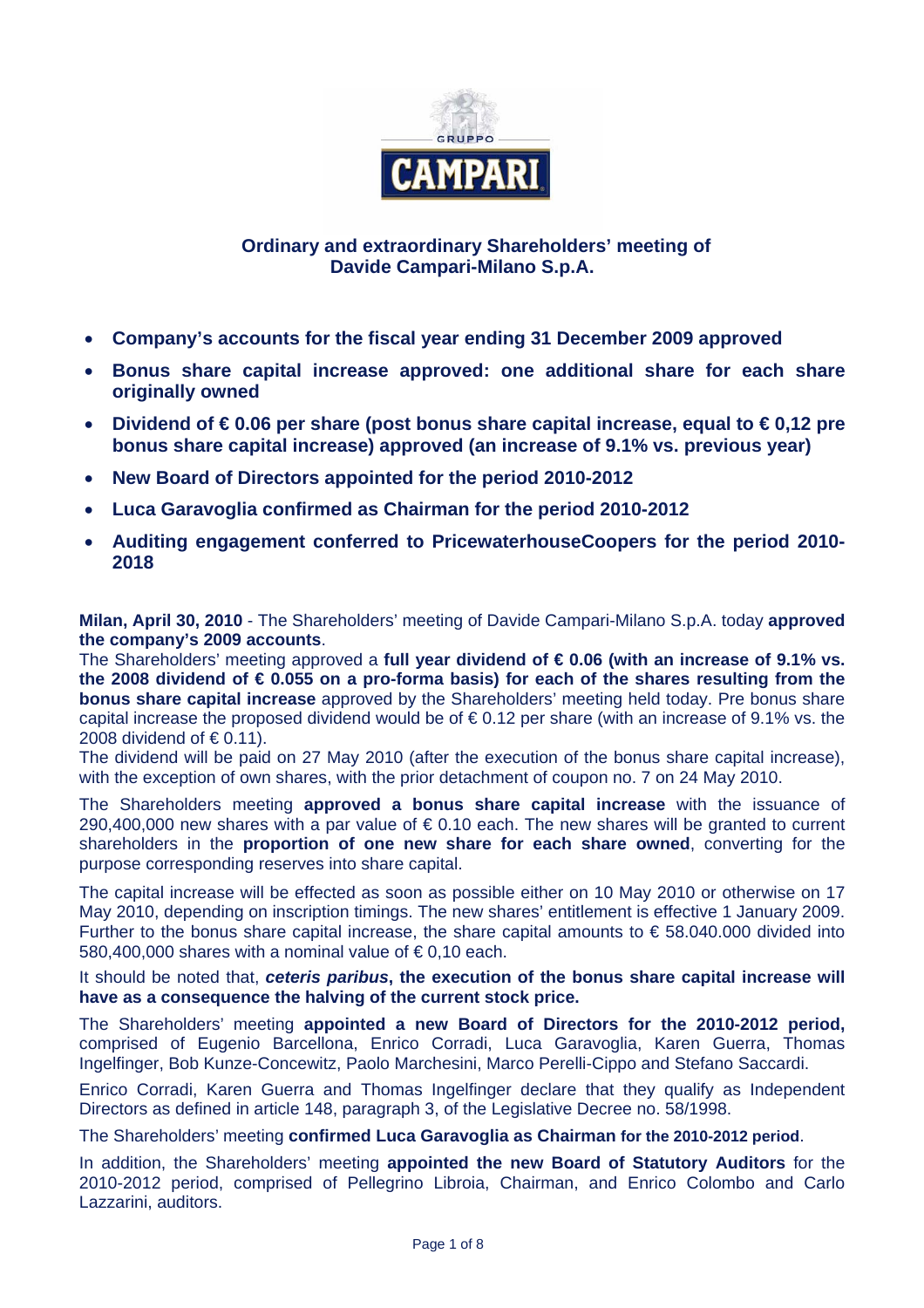# Ordinary and extraordinary Shareholders' meeting of Davide Campari-Milano S.p.A.

- **Company's accounts for the fiscal year ending 31 December 2009 approved**
- **Bonus share capital increase approved: one additional share for each share originally owned**
- **Dividend of € 0.06 per share (post bonus share capital increase, equal to € 0,12 pre bonus share capital increase) approved (an increase of 9.1% vs. previous year)**
- **New Board of Directors appointed for the period 2010-2012**
- **Luca Garavoglia confirmed as Chairman for the period 2010-2012**
- **Auditing engagement conferred to PricewaterhouseCoopers for the period 2010-2018**

**Milan, April 30, 2010** - The Shareholders' meeting of Davide Campari-Milano S.p.A. today **approved the company's 2009 accounts**.

The Shareholders' meeting approved a **full year dividend of € 0.06 (with an increase of 9.1% vs. the 2008 dividend of € 0.055 on a pro-forma basis) for each of the shares resulting from the bonus share capital increase** approved by the Shareholders' meeting held today. Pre bonus share capital increase the proposed dividend would be of € 0.12 per share (with an increase of 9.1% vs. the 2008 dividend of € 0.11).

The dividend will be paid on 27 May 2010 (after the execution of the bonus share capital increase), with the exception of own shares, with the prior detachment of coupon no. 7 on 24 May 2010.

The Shareholders meeting **approved a bonus share capital increase** with the issuance of 290,400,000 new shares with a par value of € 0.10 each. The new shares will be granted to current shareholders in the **proportion of one new share for each share owned**, converting for the purpose corresponding reserves into share capital.

The capital increase will be effected as soon as possible either on 10 May 2010 or otherwise on 17 May 2010, depending on inscription timings. The new shares' entitlement is effective 1 January 2009. Further to the bonus share capital increase, the share capital amounts to € 58.040.000 divided into 580,400,000 shares with a nominal value of € 0,10 each.

It should be noted that, ***ceteris paribus*****, the execution of the bonus share capital increase will have as a consequence the halving of the current stock price.**

The Shareholders' meeting **appointed a new Board of Directors for the 2010-2012 period,** comprised of Eugenio Barcellona, Enrico Corradi, Luca Garavoglia, Karen Guerra, Thomas Ingelfinger, Bob Kunze-Concewitz, Paolo Marchesini, Marco Perelli-Cippo and Stefano Saccardi.

Enrico Corradi, Karen Guerra and Thomas Ingelfinger declare that they qualify as Independent Directors as defined in article 148, paragraph 3, of the Legislative Decree no. 58/1998.

The Shareholders' meeting **confirmed Luca Garavoglia as Chairman for the 2010-2012 period**.

In addition, the Shareholders' meeting **appointed the new Board of Statutory Auditors** for the 2010-2012 period, comprised of Pellegrino Libroia, Chairman, and Enrico Colombo and Carlo Lazzarini, auditors.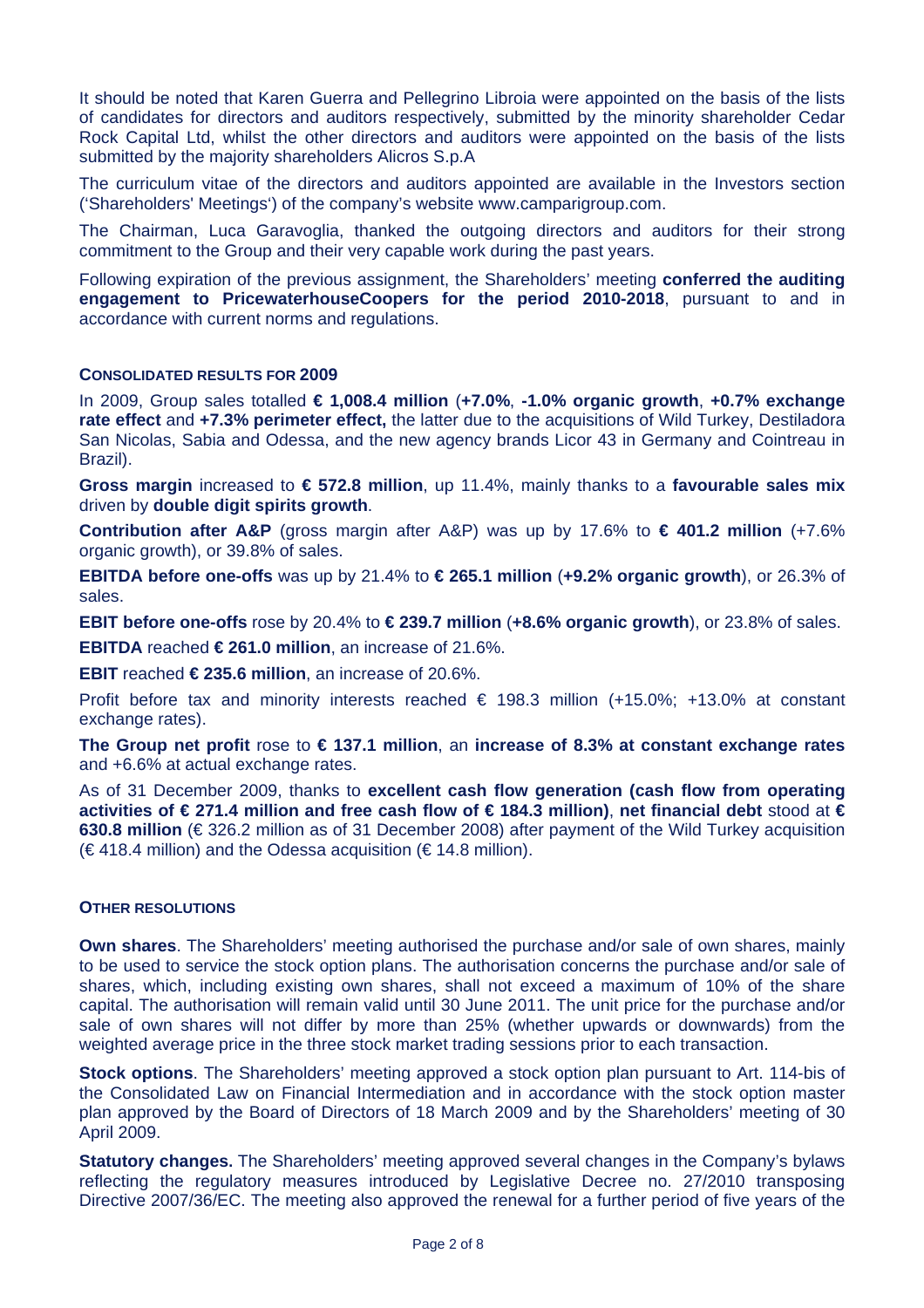It should be noted that Karen Guerra and Pellegrino Libroia were appointed on the basis of the lists of candidates for directors and auditors respectively, submitted by the minority shareholder Cedar Rock Capital Ltd, whilst the other directors and auditors were appointed on the basis of the lists submitted by the majority shareholders Alicros S.p.A

The curriculum vitae of the directors and auditors appointed are available in the Investors section ('Shareholders' Meetings') of the company's website www.camparigroup.com.

The Chairman, Luca Garavoglia, thanked the outgoing directors and auditors for their strong commitment to the Group and their very capable work during the past years.

Following expiration of the previous assignment, the Shareholders' meeting **conferred the auditing engagement to PricewaterhouseCoopers for the period 2010-2018**, pursuant to and in accordance with current norms and regulations.

#### CONSOLIDATED RESULTS FOR 2009

In 2009, Group sales totalled **€ 1,008.4 million** (**+7.0%**, **-1.0% organic growth**, **+0.7% exchange rate effect** and **+7.3% perimeter effect,** the latter due to the acquisitions of Wild Turkey, Destiladora San Nicolas, Sabia and Odessa, and the new agency brands Licor 43 in Germany and Cointreau in Brazil).

**Gross margin** increased to **€ 572.8 million**, up 11.4%, mainly thanks to a **favourable sales mix** driven by **double digit spirits growth**.

**Contribution after A&P** (gross margin after A&P) was up by 17.6% to **€ 401.2 million** (+7.6% organic growth), or 39.8% of sales.

**EBITDA before one-offs** was up by 21.4% to **€ 265.1 million** (**+9.2% organic growth**), or 26.3% of sales.

**EBIT before one-offs** rose by 20.4% to **€ 239.7 million** (**+8.6% organic growth**), or 23.8% of sales.

**EBITDA** reached **€ 261.0 million**, an increase of 21.6%.

**EBIT** reached **€ 235.6 million**, an increase of 20.6%.

Profit before tax and minority interests reached € 198.3 million (+15.0%; +13.0% at constant exchange rates).

**The Group net profit** rose to **€ 137.1 million**, an **increase of 8.3% at constant exchange rates** and +6.6% at actual exchange rates.

As of 31 December 2009, thanks to **excellent cash flow generation (cash flow from operating activities of € 271.4 million and free cash flow of € 184.3 million)**, **net financial debt** stood at **€ 630.8 million** (€ 326.2 million as of 31 December 2008) after payment of the Wild Turkey acquisition (€ 418.4 million) and the Odessa acquisition (€ 14.8 million).

#### OTHER RESOLUTIONS

**Own shares**. The Shareholders' meeting authorised the purchase and/or sale of own shares, mainly to be used to service the stock option plans. The authorisation concerns the purchase and/or sale of shares, which, including existing own shares, shall not exceed a maximum of 10% of the share capital. The authorisation will remain valid until 30 June 2011. The unit price for the purchase and/or sale of own shares will not differ by more than 25% (whether upwards or downwards) from the weighted average price in the three stock market trading sessions prior to each transaction.

**Stock options**. The Shareholders' meeting approved a stock option plan pursuant to Art. 114-bis of the Consolidated Law on Financial Intermediation and in accordance with the stock option master plan approved by the Board of Directors of 18 March 2009 and by the Shareholders' meeting of 30 April 2009.

**Statutory changes.** The Shareholders' meeting approved several changes in the Company's bylaws reflecting the regulatory measures introduced by Legislative Decree no. 27/2010 transposing Directive 2007/36/EC. The meeting also approved the renewal for a further period of five years of the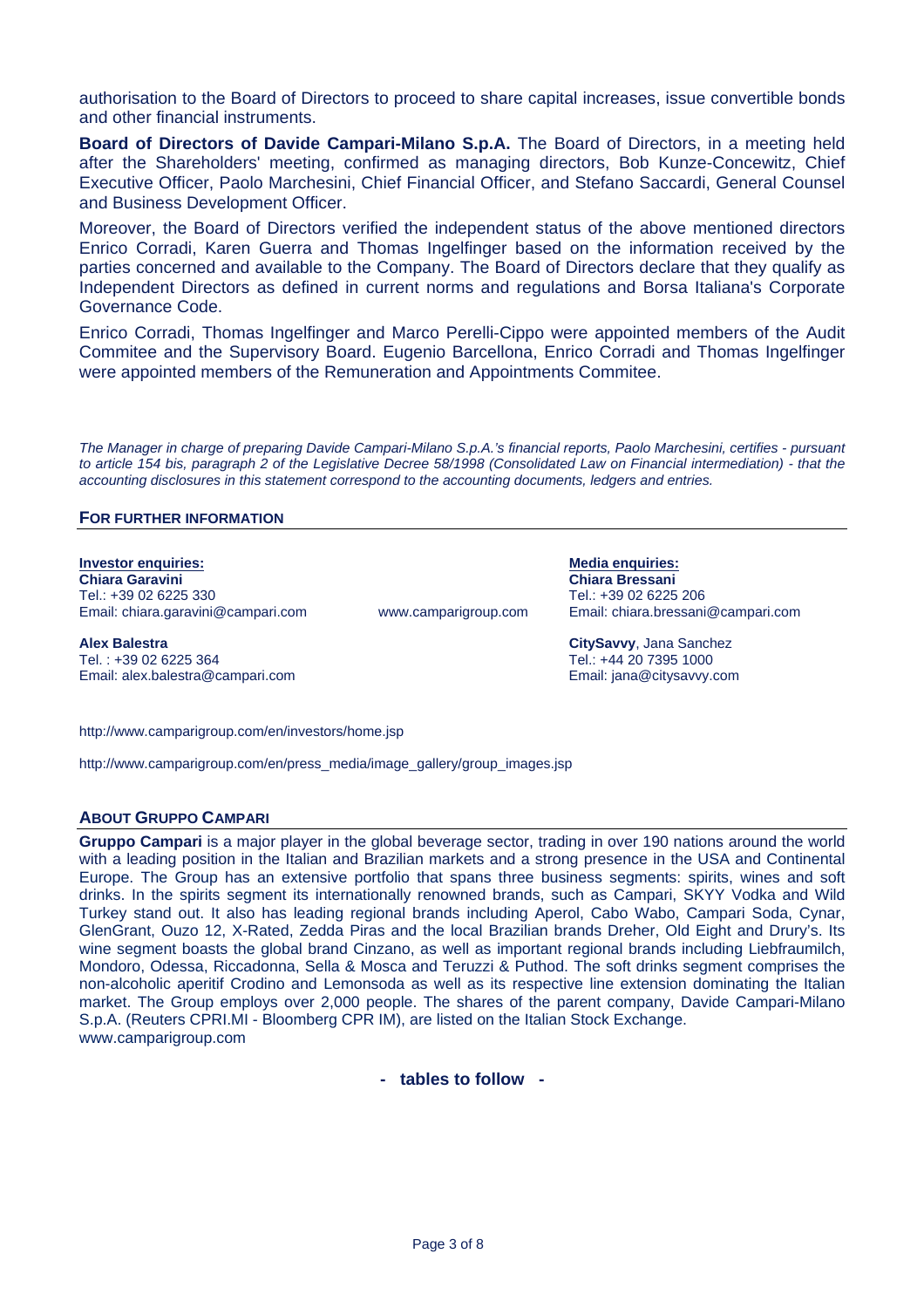authorisation to the Board of Directors to proceed to share capital increases, issue convertible bonds and other financial instruments.

**Board of Directors of Davide Campari-Milano S.p.A.** The Board of Directors, in a meeting held after the Shareholders' meeting, confirmed as managing directors, Bob Kunze-Concewitz, Chief Executive Officer, Paolo Marchesini, Chief Financial Officer, and Stefano Saccardi, General Counsel and Business Development Officer.

Moreover, the Board of Directors verified the independent status of the above mentioned directors Enrico Corradi, Karen Guerra and Thomas Ingelfinger based on the information received by the parties concerned and available to the Company. The Board of Directors declare that they qualify as Independent Directors as defined in current norms and regulations and Borsa Italiana's Corporate Governance Code.

Enrico Corradi, Thomas Ingelfinger and Marco Perelli-Cippo were appointed members of the Audit Commitee and the Supervisory Board. Eugenio Barcellona, Enrico Corradi and Thomas Ingelfinger were appointed members of the Remuneration and Appointments Commitee.

*The Manager in charge of preparing Davide Campari-Milano S.p.A.'s financial reports, Paolo Marchesini, certifies - pursuant to article 154 bis, paragraph 2 of the Legislative Decree 58/1998 (Consolidated Law on Financial intermediation) - that the accounting disclosures in this statement correspond to the accounting documents, ledgers and entries.*

## FOR FURTHER INFORMATION

**Investor enquiries:**
**Chiara Garavini**
Tel.: +39 02 6225 330
Email: chiara.garavini@campari.com

**Alex Balestra**
Tel. : +39 02 6225 364
Email: alex.balestra@campari.com

www.camparigroup.com

**Media enquiries:**
**Chiara Bressani**
Tel.: +39 02 6225 206
Email: chiara.bressani@campari.com

**CitySavvy**, Jana Sanchez
Tel.: +44 20 7395 1000
Email: jana@citysavvy.com

http://www.camparigroup.com/en/investors/home.jsp

http://www.camparigroup.com/en/press_media/image_gallery/group_images.jsp

## ABOUT GRUPPO CAMPARI

**Gruppo Campari** is a major player in the global beverage sector, trading in over 190 nations around the world with a leading position in the Italian and Brazilian markets and a strong presence in the USA and Continental Europe. The Group has an extensive portfolio that spans three business segments: spirits, wines and soft drinks. In the spirits segment its internationally renowned brands, such as Campari, SKYY Vodka and Wild Turkey stand out. It also has leading regional brands including Aperol, Cabo Wabo, Campari Soda, Cynar, GlenGrant, Ouzo 12, X-Rated, Zedda Piras and the local Brazilian brands Dreher, Old Eight and Drury's. Its wine segment boasts the global brand Cinzano, as well as important regional brands including Liebfraumilch, Mondoro, Odessa, Riccadonna, Sella & Mosca and Teruzzi & Puthod. The soft drinks segment comprises the non-alcoholic aperitif Crodino and Lemonsoda as well as its respective line extension dominating the Italian market. The Group employs over 2,000 people. The shares of the parent company, Davide Campari-Milano S.p.A. (Reuters CPRI.MI - Bloomberg CPR IM), are listed on the Italian Stock Exchange.
www.camparigroup.com

**- tables to follow -**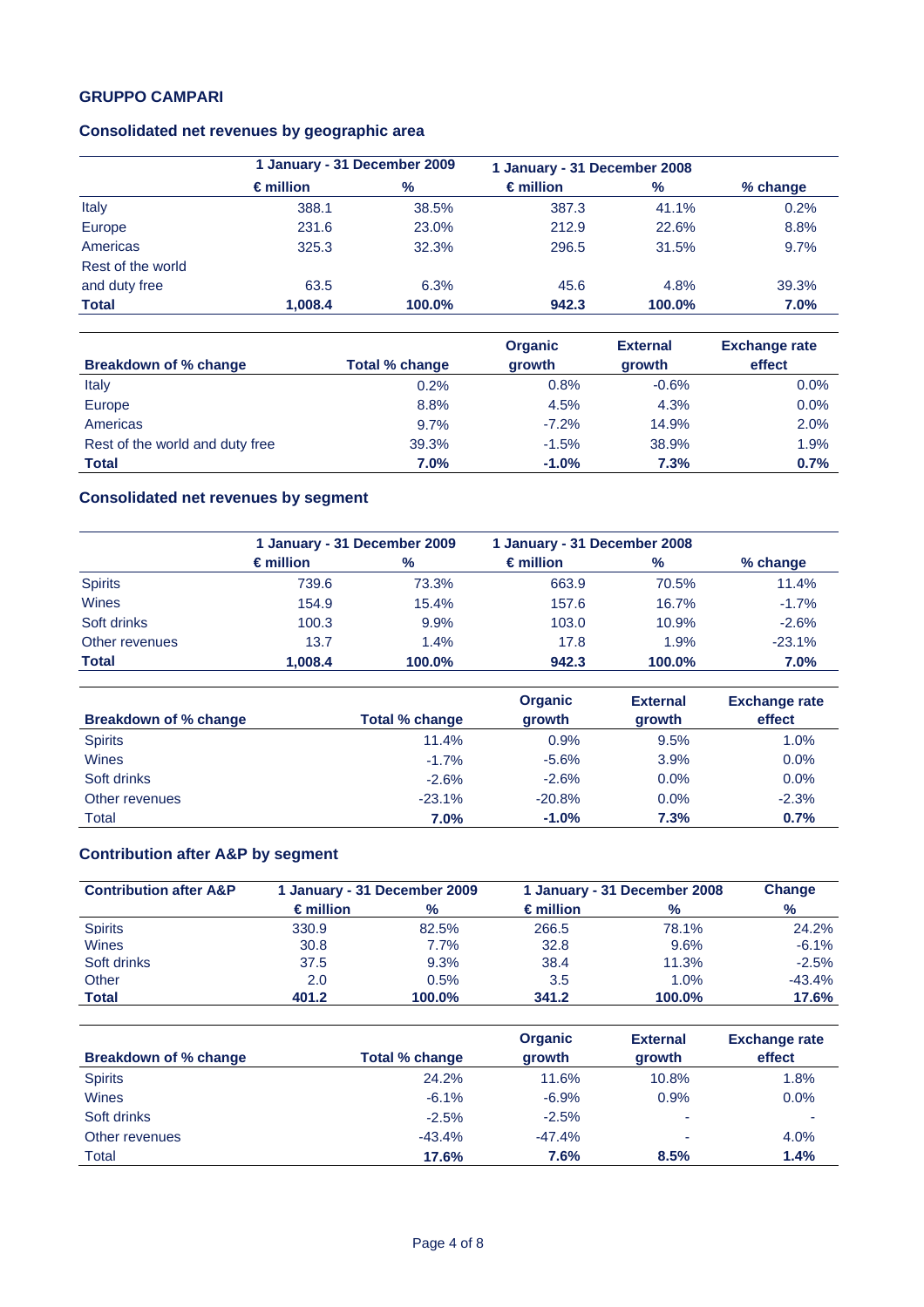**GRUPPO CAMPARI**

### Consolidated net revenues by geographic area

| | 1 January - 31 December 2009 | | 1 January - 31 December 2008 | | |
|---|---|---|---|---|---|
| | € million | % | € million | % | % change |
| Italy | 388.1 | 38.5% | 387.3 | 41.1% | 0.2% |
| Europe | 231.6 | 23.0% | 212.9 | 22.6% | 8.8% |
| Americas | 325.3 | 32.3% | 296.5 | 31.5% | 9.7% |
| Rest of the world and duty free | 63.5 | 6.3% | 45.6 | 4.8% | 39.3% |
| **Total** | **1,008.4** | **100.0%** | **942.3** | **100.0%** | **7.0%** |

| Breakdown of % change | Total % change | Organic growth | External growth | Exchange rate effect |
|---|---|---|---|---|
| Italy | 0.2% | 0.8% | -0.6% | 0.0% |
| Europe | 8.8% | 4.5% | 4.3% | 0.0% |
| Americas | 9.7% | -7.2% | 14.9% | 2.0% |
| Rest of the world and duty free | 39.3% | -1.5% | 38.9% | 1.9% |
| **Total** | **7.0%** | **-1.0%** | **7.3%** | **0.7%** |

### Consolidated net revenues by segment

| | 1 January - 31 December 2009 | | 1 January - 31 December 2008 | | |
|---|---|---|---|---|---|
| | € million | % | € million | % | % change |
| Spirits | 739.6 | 73.3% | 663.9 | 70.5% | 11.4% |
| Wines | 154.9 | 15.4% | 157.6 | 16.7% | -1.7% |
| Soft drinks | 100.3 | 9.9% | 103.0 | 10.9% | -2.6% |
| Other revenues | 13.7 | 1.4% | 17.8 | 1.9% | -23.1% |
| **Total** | **1,008.4** | **100.0%** | **942.3** | **100.0%** | **7.0%** |

| Breakdown of % change | Total % change | Organic growth | External growth | Exchange rate effect |
|---|---|---|---|---|
| Spirits | 11.4% | 0.9% | 9.5% | 1.0% |
| Wines | -1.7% | -5.6% | 3.9% | 0.0% |
| Soft drinks | -2.6% | -2.6% | 0.0% | 0.0% |
| Other revenues | -23.1% | -20.8% | 0.0% | -2.3% |
| Total | **7.0%** | **-1.0%** | **7.3%** | **0.7%** |

### Contribution after A&P by segment

| Contribution after A&P | 1 January - 31 December 2009 | | 1 January - 31 December 2008 | | Change |
|---|---|---|---|---|---|
| | € million | % | € million | % | % |
| Spirits | 330.9 | 82.5% | 266.5 | 78.1% | 24.2% |
| Wines | 30.8 | 7.7% | 32.8 | 9.6% | -6.1% |
| Soft drinks | 37.5 | 9.3% | 38.4 | 11.3% | -2.5% |
| Other | 2.0 | 0.5% | 3.5 | 1.0% | -43.4% |
| **Total** | **401.2** | **100.0%** | **341.2** | **100.0%** | **17.6%** |

| Breakdown of % change | Total % change | Organic growth | External growth | Exchange rate effect |
|---|---|---|---|---|
| Spirits | 24.2% | 11.6% | 10.8% | 1.8% |
| Wines | -6.1% | -6.9% | 0.9% | 0.0% |
| Soft drinks | -2.5% | -2.5% | - | - |
| Other revenues | -43.4% | -47.4% | - | 4.0% |
| Total | **17.6%** | **7.6%** | **8.5%** | **1.4%** |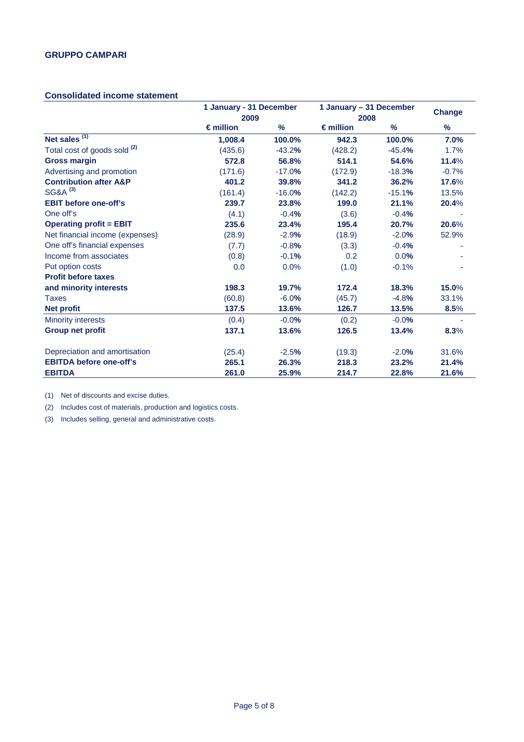## GRUPPO CAMPARI

### Consolidated income statement

| | 1 January - 31 December 2009 | | 1 January – 31 December 2008 | | Change |
|---|---|---|---|---|---|
| | € million | % | € million | % | % |
| **Net sales** [1] | **1,008.4** | **100.0%** | **942.3** | **100.0%** | **7.0%** |
| Total cost of goods sold [2] | (435.6) | -43.2% | (428.2) | -45.4% | 1.7% |
| **Gross margin** | **572.8** | **56.8%** | **514.1** | **54.6%** | **11.4%** |
| Advertising and promotion | (171.6) | -17.0% | (172.9) | -18.3% | -0.7% |
| **Contribution after A&P** | **401.2** | **39.8%** | **341.2** | **36.2%** | **17.6%** |
| SG&A [3] | (161.4) | -16.0% | (142.2) | -15.1% | 13.5% |
| **EBIT before one-off's** | **239.7** | **23.8%** | **199.0** | **21.1%** | **20.4%** |
| One off's | (4.1) | -0.4% | (3.6) | -0.4% | - |
| **Operating profit = EBIT** | **235.6** | **23.4%** | **195.4** | **20.7%** | **20.6%** |
| Net financial income (expenses) | (28.9) | -2.9% | (18.9) | -2.0% | 52.9% |
| One off's financial expenses | (7.7) | -0.8% | (3.3) | -0.4% | - |
| Income from associates | (0.8) | -0.1% | 0.2 | 0.0% | - |
| Put option costs | 0.0 | 0.0% | (1.0) | -0.1% | - |
| **Profit before taxes and minority interests** | **198.3** | **19.7%** | **172.4** | **18.3%** | **15.0%** |
| Taxes | (60.8) | -6.0% | (45.7) | -4.8% | 33.1% |
| **Net profit** | **137.5** | **13.6%** | **126.7** | **13.5%** | **8.5%** |
| Minority interests | (0.4) | -0.0% | (0.2) | -0.0% | - |
| **Group net profit** | **137.1** | **13.6%** | **126.5** | **13.4%** | **8.3%** |
| | | | | | |
| Depreciation and amortisation | (25.4) | -2.5% | (19.3) | -2.0% | 31.6% |
| **EBITDA before one-off's** | **265.1** | **26.3%** | **218.3** | **23.2%** | **21.4%** |
| **EBITDA** | **261.0** | **25.9%** | **214.7** | **22.8%** | **21.6%** |

(1) Net of discounts and excise duties.

(2) Includes cost of materials, production and logistics costs.

(3) Includes selling, general and administrative costs.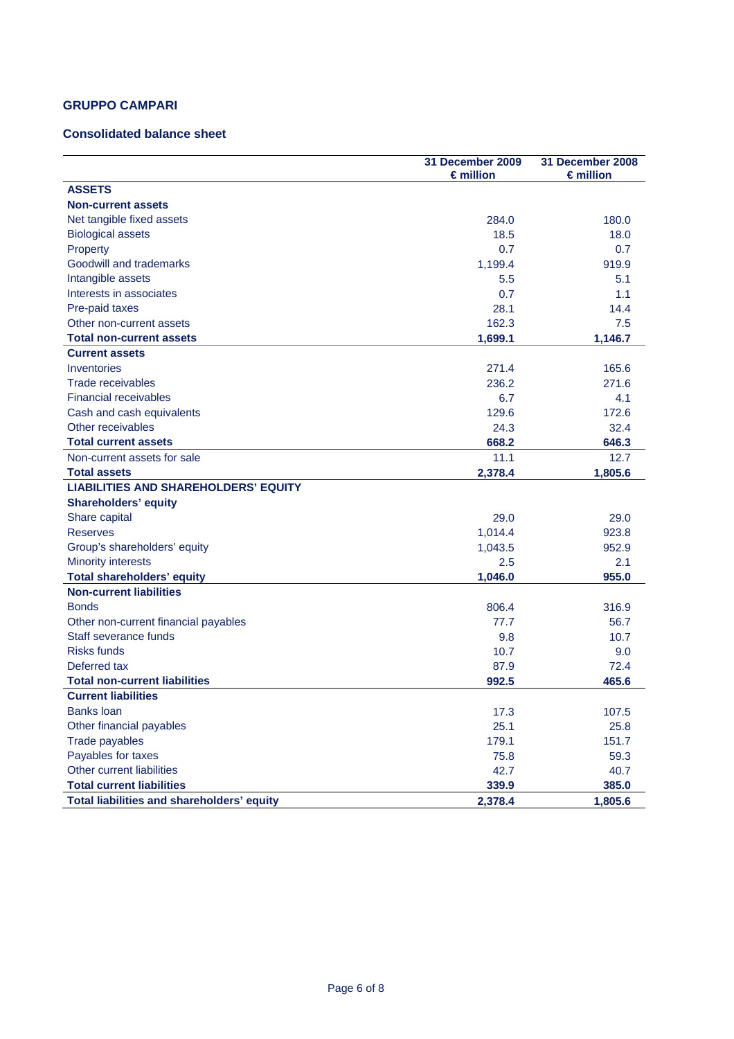## GRUPPO CAMPARI

### Consolidated balance sheet

| | 31 December 2009 € million | 31 December 2008 € million |
|---|---|---|
| **ASSETS** | | |
| **Non-current assets** | | |
| Net tangible fixed assets | 284.0 | 180.0 |
| Biological assets | 18.5 | 18.0 |
| Property | 0.7 | 0.7 |
| Goodwill and trademarks | 1,199.4 | 919.9 |
| Intangible assets | 5.5 | 5.1 |
| Interests in associates | 0.7 | 1.1 |
| Pre-paid taxes | 28.1 | 14.4 |
| Other non-current assets | 162.3 | 7.5 |
| **Total non-current assets** | **1,699.1** | **1,146.7** |
| **Current assets** | | |
| Inventories | 271.4 | 165.6 |
| Trade receivables | 236.2 | 271.6 |
| Financial receivables | 6.7 | 4.1 |
| Cash and cash equivalents | 129.6 | 172.6 |
| Other receivables | 24.3 | 32.4 |
| **Total current assets** | **668.2** | **646.3** |
| Non-current assets for sale | 11.1 | 12.7 |
| **Total assets** | **2,378.4** | **1,805.6** |
| **LIABILITIES AND SHAREHOLDERS' EQUITY** | | |
| **Shareholders' equity** | | |
| Share capital | 29.0 | 29.0 |
| Reserves | 1,014.4 | 923.8 |
| Group's shareholders' equity | 1,043.5 | 952.9 |
| Minority interests | 2.5 | 2.1 |
| **Total shareholders' equity** | **1,046.0** | **955.0** |
| **Non-current liabilities** | | |
| Bonds | 806.4 | 316.9 |
| Other non-current financial payables | 77.7 | 56.7 |
| Staff severance funds | 9.8 | 10.7 |
| Risks funds | 10.7 | 9.0 |
| Deferred tax | 87.9 | 72.4 |
| **Total non-current liabilities** | **992.5** | **465.6** |
| **Current liabilities** | | |
| Banks loan | 17.3 | 107.5 |
| Other financial payables | 25.1 | 25.8 |
| Trade payables | 179.1 | 151.7 |
| Payables for taxes | 75.8 | 59.3 |
| Other current liabilities | 42.7 | 40.7 |
| **Total current liabilities** | **339.9** | **385.0** |
| **Total liabilities and shareholders' equity** | **2,378.4** | **1,805.6** |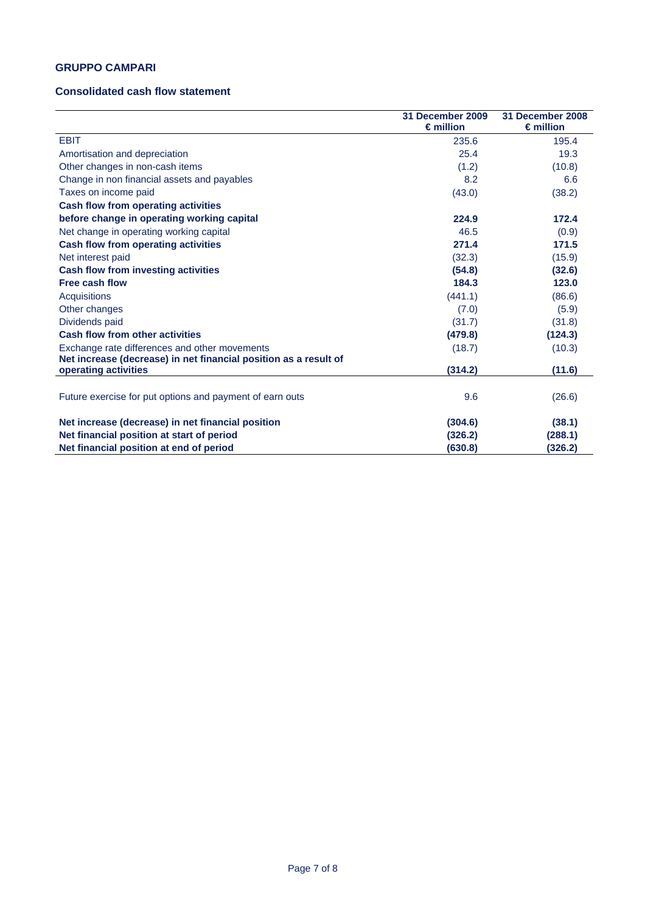# GRUPPO CAMPARI

## Consolidated cash flow statement

| | 31 December 2009 € million | 31 December 2008 € million |
|---|---|---|
| EBIT | 235.6 | 195.4 |
| Amortisation and depreciation | 25.4 | 19.3 |
| Other changes in non-cash items | (1.2) | (10.8) |
| Change in non financial assets and payables | 8.2 | 6.6 |
| Taxes on income paid | (43.0) | (38.2) |
| **Cash flow from operating activities before change in operating working capital** | **224.9** | **172.4** |
| Net change in operating working capital | 46.5 | (0.9) |
| **Cash flow from operating activities** | **271.4** | **171.5** |
| Net interest paid | (32.3) | (15.9) |
| **Cash flow from investing activities** | **(54.8)** | **(32.6)** |
| **Free cash flow** | **184.3** | **123.0** |
| Acquisitions | (441.1) | (86.6) |
| Other changes | (7.0) | (5.9) |
| Dividends paid | (31.7) | (31.8) |
| **Cash flow from other activities** | **(479.8)** | **(124.3)** |
| Exchange rate differences and other movements | (18.7) | (10.3) |
| **Net increase (decrease) in net financial position as a result of operating activities** | **(314.2)** | **(11.6)** |
| Future exercise for put options and payment of earn outs | 9.6 | (26.6) |
| **Net increase (decrease) in net financial position** | **(304.6)** | **(38.1)** |
| **Net financial position at start of period** | **(326.2)** | **(288.1)** |
| **Net financial position at end of period** | **(630.8)** | **(326.2)** |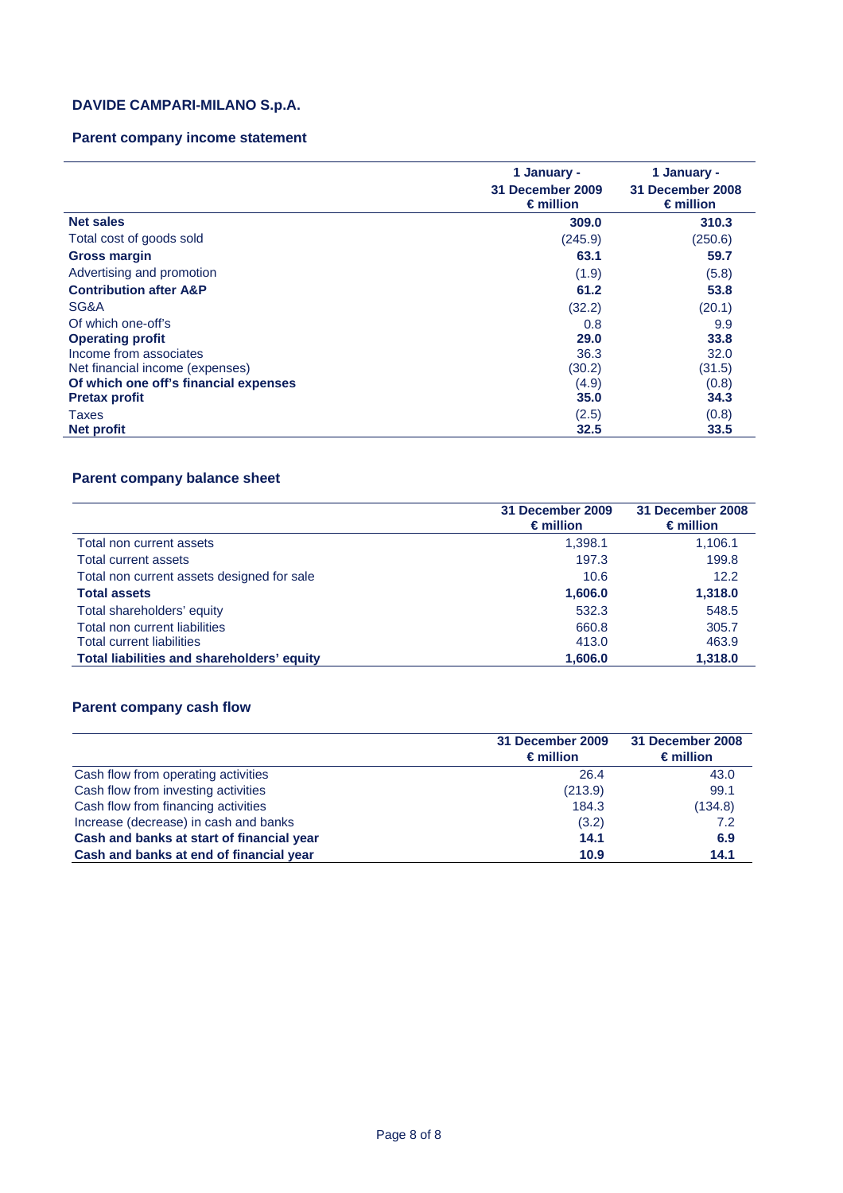### DAVIDE CAMPARI-MILANO S.p.A.

#### Parent company income statement

| | 1 January - 31 December 2009 € million | 1 January - 31 December 2008 € million |
|---|---|---|
| **Net sales** | **309.0** | **310.3** |
| Total cost of goods sold | (245.9) | (250.6) |
| **Gross margin** | **63.1** | **59.7** |
| Advertising and promotion | (1.9) | (5.8) |
| **Contribution after A&P** | **61.2** | **53.8** |
| SG&A | (32.2) | (20.1) |
| Of which one-off's | 0.8 | 9.9 |
| **Operating profit** | **29.0** | **33.8** |
| Income from associates | 36.3 | 32.0 |
| Net financial income (expenses) | (30.2) | (31.5) |
| **Of which one off's financial expenses** | (4.9) | (0.8) |
| **Pretax profit** | **35.0** | **34.3** |
| Taxes | (2.5) | (0.8) |
| **Net profit** | **32.5** | **33.5** |

#### Parent company balance sheet

| | 31 December 2009 € million | 31 December 2008 € million |
|---|---|---|
| Total non current assets | 1,398.1 | 1,106.1 |
| Total current assets | 197.3 | 199.8 |
| Total non current assets designed for sale | 10.6 | 12.2 |
| **Total assets** | **1,606.0** | **1,318.0** |
| Total shareholders' equity | 532.3 | 548.5 |
| Total non current liabilities | 660.8 | 305.7 |
| Total current liabilities | 413.0 | 463.9 |
| **Total liabilities and shareholders' equity** | **1,606.0** | **1,318.0** |

#### Parent company cash flow

| | 31 December 2009 € million | 31 December 2008 € million |
|---|---|---|
| Cash flow from operating activities | 26.4 | 43.0 |
| Cash flow from investing activities | (213.9) | 99.1 |
| Cash flow from financing activities | 184.3 | (134.8) |
| Increase (decrease) in cash and banks | (3.2) | 7.2 |
| **Cash and banks at start of financial year** | **14.1** | **6.9** |
| **Cash and banks at end of financial year** | **10.9** | **14.1** |